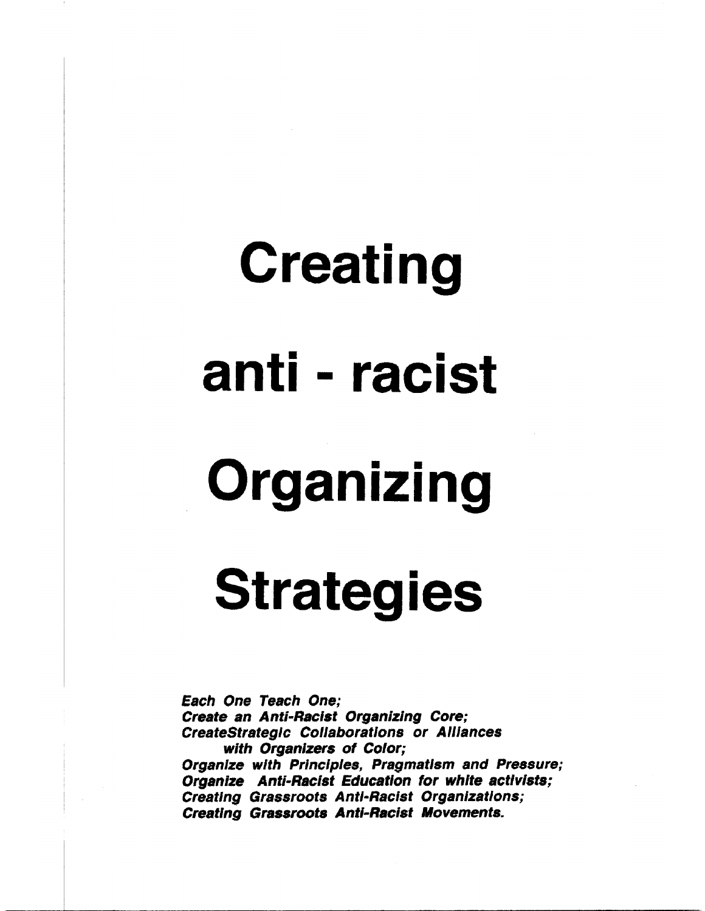# Creating anti - racist Organizing Strategies

***Each One Teach One;***
***Create an Anti-Racist Organizing Core;***
***CreateStrategic Collaborations or Alliances with Organizers of Color;***
***Organize with Principles, Pragmatism and Pressure;***
***Organize Anti-Racist Education for white activists;***
***Creating Grassroots Anti-Racist Organizations;***
***Creating Grassroots Anti-Racist Movements.***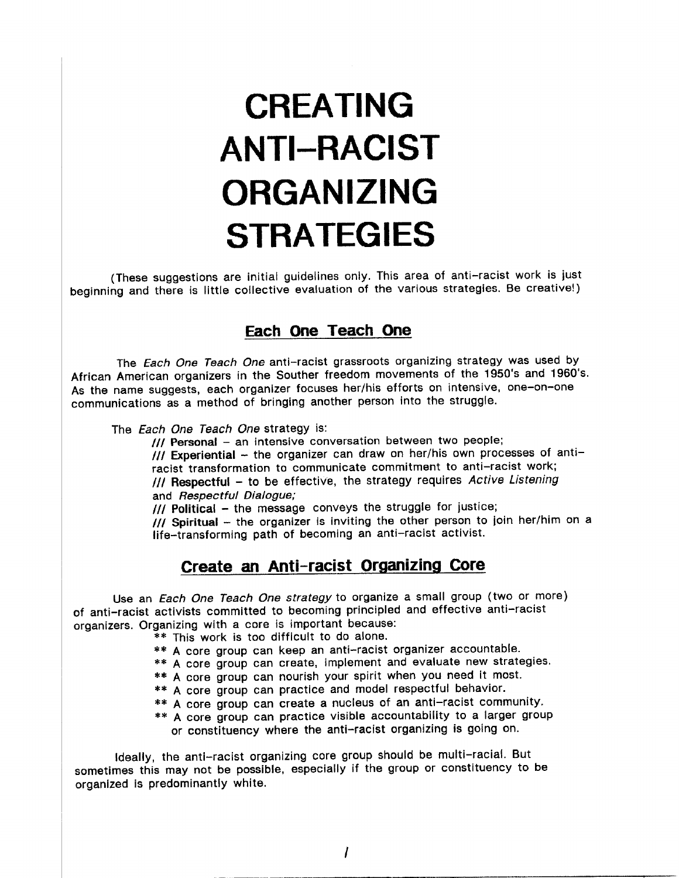# CREATING ANTI-RACIST ORGANIZING STRATEGIES

(These suggestions are initial guidelines only. This area of anti-racist work is just beginning and there is little collective evaluation of the various strategies. Be creative!)

## Each One Teach One

The *Each One Teach One* anti-racist grassroots organizing strategy was used by African American organizers in the Souther freedom movements of the 1950's and 1960's. As the name suggests, each organizer focuses her/his efforts on intensive, one-on-one communications as a method of bringing another person into the struggle.

The *Each One Teach One* strategy is:

/// **Personal** – an intensive conversation between two people;
/// **Experiential** – the organizer can draw on her/his own processes of anti-racist transformation to communicate commitment to anti-racist work;
/// **Respectful** – to be effective, the strategy requires *Active Listening* and *Respectful Dialogue;*
/// **Political** – the message conveys the struggle for justice;
/// **Spiritual** – the organizer is inviting the other person to join her/him on a life-transforming path of becoming an anti-racist activist.

## Create an Anti-racist Organizing Core

Use an *Each One Teach One strategy* to organize a small group (two or more) of anti-racist activists committed to becoming principled and effective anti-racist organizers. Organizing with a core is important because:

** This work is too difficult to do alone.
** A core group can keep an anti-racist organizer accountable.
** A core group can create, implement and evaluate new strategies.
** A core group can nourish your spirit when you need it most.
** A core group can practice and model respectful behavior.
** A core group can create a nucleus of an anti-racist community.
** A core group can practice visible accountability to a larger group or constituency where the anti-racist organizing is going on.

Ideally, the anti-racist organizing core group should be multi-racial. But sometimes this may not be possible, especially if the group or constituency to be organized is predominantly white.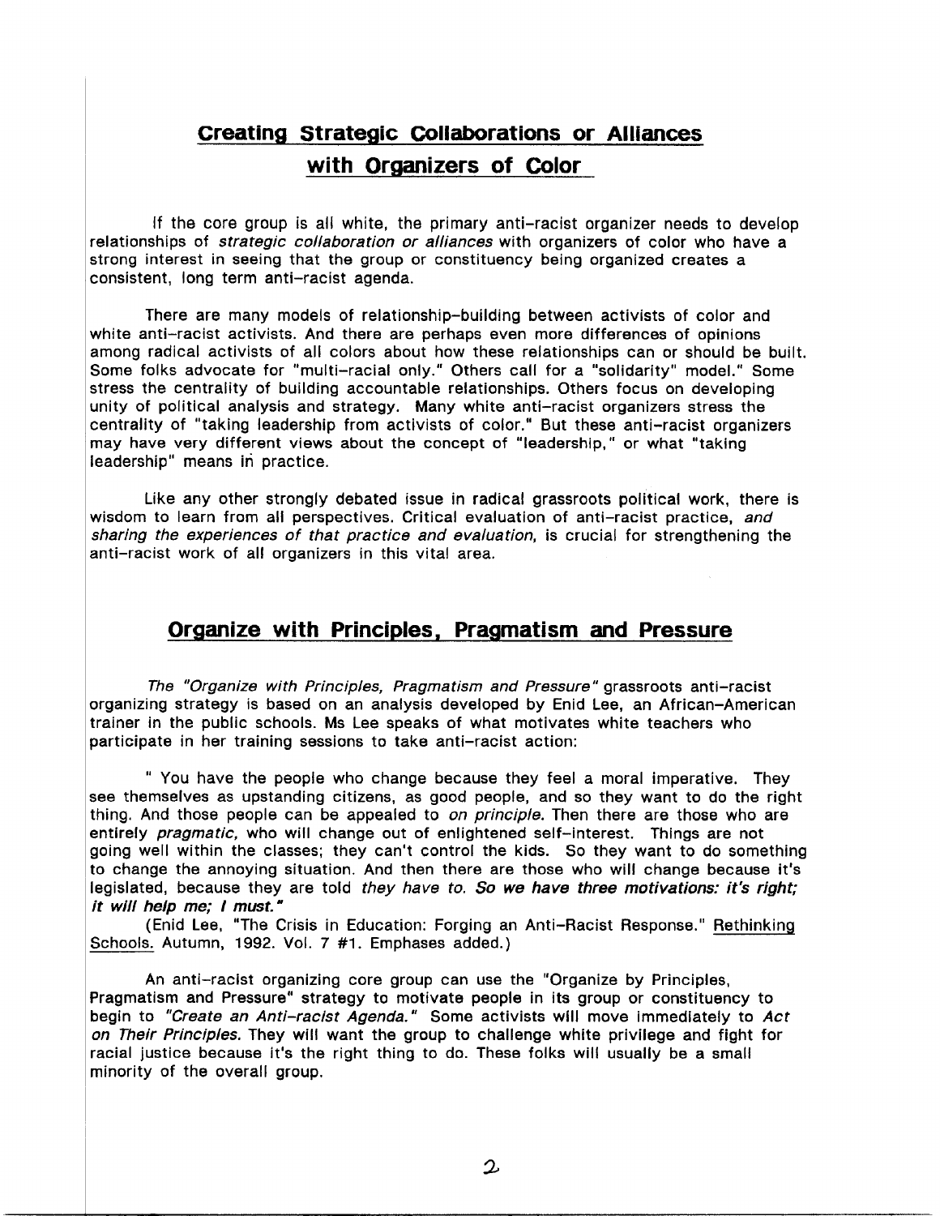## Creating Strategic Collaborations or Alliances with Organizers of Color

If the core group is all white, the primary anti-racist organizer needs to develop relationships of *strategic collaboration or alliances* with organizers of color who have a strong interest in seeing that the group or constituency being organized creates a consistent, long term anti-racist agenda.

There are many models of relationship-building between activists of color and white anti-racist activists. And there are perhaps even more differences of opinions among radical activists of all colors about how these relationships can or should be built. Some folks advocate for "multi-racial only." Others call for a "solidarity" model." Some stress the centrality of building accountable relationships. Others focus on developing unity of political analysis and strategy. Many white anti-racist organizers stress the centrality of "taking leadership from activists of color." But these anti-racist organizers may have very different views about the concept of "leadership," or what "taking leadership" means in practice.

Like any other strongly debated issue in radical grassroots political work, there is wisdom to learn from all perspectives. Critical evaluation of anti-racist practice, *and sharing the experiences of that practice and evaluation,* is crucial for strengthening the anti-racist work of all organizers in this vital area.

## Organize with Principles, Pragmatism and Pressure

The *"Organize with Principles, Pragmatism and Pressure"* grassroots anti-racist organizing strategy is based on an analysis developed by Enid Lee, an African-American trainer in the public schools. Ms Lee speaks of what motivates white teachers who participate in her training sessions to take anti-racist action:

" You have the people who change because they feel a moral imperative. They see themselves as upstanding citizens, as good people, and so they want to do the right thing. And those people can be appealed to *on principle.* Then there are those who are entirely *pragmatic,* who will change out of enlightened self-interest. Things are not going well within the classes; they can't control the kids. So they want to do something to change the annoying situation. And then there are those who will change because it's legislated, because they are told *they have to.* ***So we have three motivations: it's right; it will help me; I must.***"

(Enid Lee, "The Crisis in Education: Forging an Anti-Racist Response." Rethinking Schools. Autumn, 1992. Vol. 7 #1. Emphases added.)

An anti-racist organizing core group can use the "Organize by Principles, Pragmatism and Pressure" strategy to motivate people in its group or constituency to begin to *"Create an Anti-racist Agenda."* Some activists will move immediately to *Act on Their Principles.* They will want the group to challenge white privilege and fight for racial justice because it's the right thing to do. These folks will usually be a small minority of the overall group.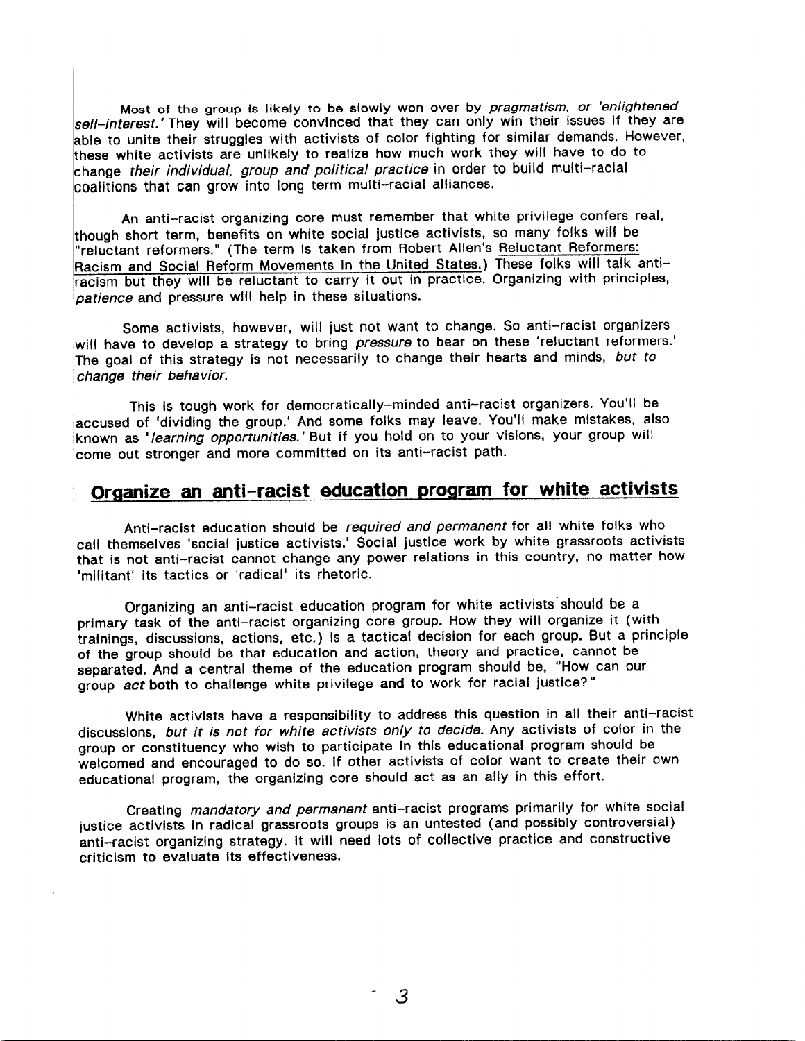Most of the group is likely to be slowly won over by *pragmatism, or 'enlightened self-interest.'* They will become convinced that they can only win their issues if they are able to unite their struggles with activists of color fighting for similar demands. However, these white activists are unlikely to realize how much work they will have to do to change *their individual, group and political practice* in order to build multi-racial coalitions that can grow into long term multi-racial alliances.

An anti-racist organizing core must remember that white privilege confers real, though short term, benefits on white social justice activists, so many folks will be "reluctant reformers." (The term is taken from Robert Allen's Reluctant Reformers: Racism and Social Reform Movements in the United States.) These folks will talk anti-racism but they will be reluctant to carry it out in practice. Organizing with principles, *patience* and pressure will help in these situations.

Some activists, however, will just not want to change. So anti-racist organizers will have to develop a strategy to bring *pressure* to bear on these 'reluctant reformers.' The goal of this strategy is not necessarily to change their hearts and minds, *but to change their behavior.*

This is tough work for democratically-minded anti-racist organizers. You'll be accused of 'dividing the group.' And some folks may leave. You'll make mistakes, also known as *'learning opportunities.'* But if you hold on to your visions, your group will come out stronger and more committed on its anti-racist path.

## Organize an anti-racist education program for white activists

Anti-racist education should be *required and permanent* for all white folks who call themselves 'social justice activists.' Social justice work by white grassroots activists that is not anti-racist cannot change any power relations in this country, no matter how 'militant' its tactics or 'radical' its rhetoric.

Organizing an anti-racist education program for white activists should be a primary task of the anti-racist organizing core group. How they will organize it (with trainings, discussions, actions, etc.) is a tactical decision for each group. But a principle of the group should be that education and action, theory and practice, cannot be separated. And a central theme of the education program should be, "How can our group ***act* both** to challenge white privilege **and** to work for racial justice?"

White activists have a responsibility to address this question in all their anti-racist discussions, *but it is not for white activists only to decide.* Any activists of color in the group or constituency who wish to participate in this educational program should be welcomed and encouraged to do so. If other activists of color want to create their own educational program, the organizing core should act as an ally in this effort.

Creating *mandatory and permanent* anti-racist programs primarily for white social justice activists in radical grassroots groups is an untested (and possibly controversial) anti-racist organizing strategy. It will need lots of collective practice and constructive criticism to evaluate its effectiveness.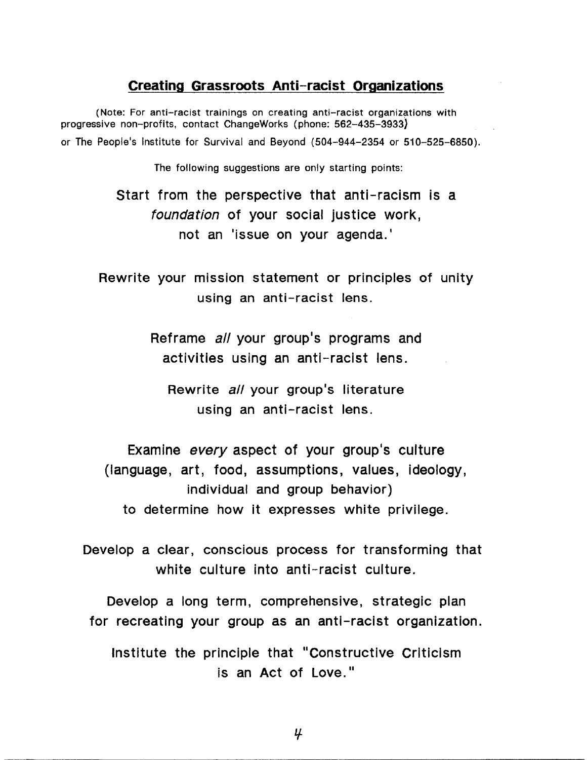## Creating Grassroots Anti-racist Organizations

(Note: For anti-racist trainings on creating anti-racist organizations with progressive non-profits, contact ChangeWorks (phone: 562-435-3933) or The People's Institute for Survival and Beyond (504-944-2354 or 510-525-6850).

The following suggestions are only starting points:

Start from the perspective that anti-racism is a *foundation* of your social justice work, not an 'issue on your agenda.'

Rewrite your mission statement or principles of unity using an anti-racist lens.

Reframe *all* your group's programs and activities using an anti-racist lens.

Rewrite *all* your group's literature using an anti-racist lens.

Examine *every* aspect of your group's culture (language, art, food, assumptions, values, ideology, individual and group behavior) to determine how it expresses white privilege.

Develop a clear, conscious process for transforming that white culture into anti-racist culture.

Develop a long term, comprehensive, strategic plan for recreating your group as an anti-racist organization.

Institute the principle that "Constructive Criticism is an Act of Love."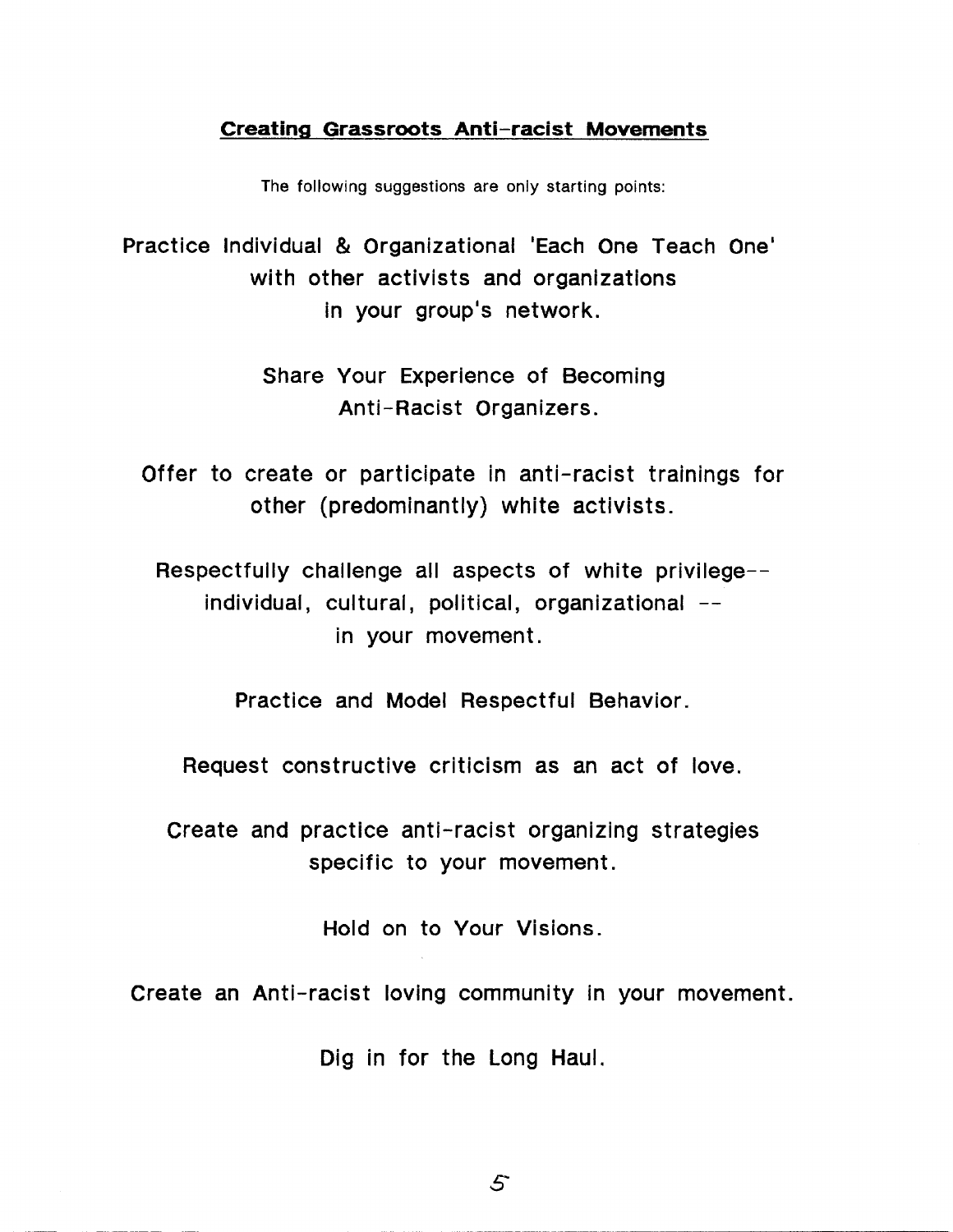## Creating Grassroots Anti-racist Movements

The following suggestions are only starting points:

Practice Individual & Organizational 'Each One Teach One' with other activists and organizations in your group's network.

Share Your Experience of Becoming Anti-Racist Organizers.

Offer to create or participate in anti-racist trainings for other (predominantly) white activists.

Respectfully challenge all aspects of white privilege-- individual, cultural, political, organizational -- in your movement.

Practice and Model Respectful Behavior.

Request constructive criticism as an act of love.

Create and practice anti-racist organizing strategies specific to your movement.

Hold on to Your Visions.

Create an Anti-racist loving community in your movement.

Dig in for the Long Haul.